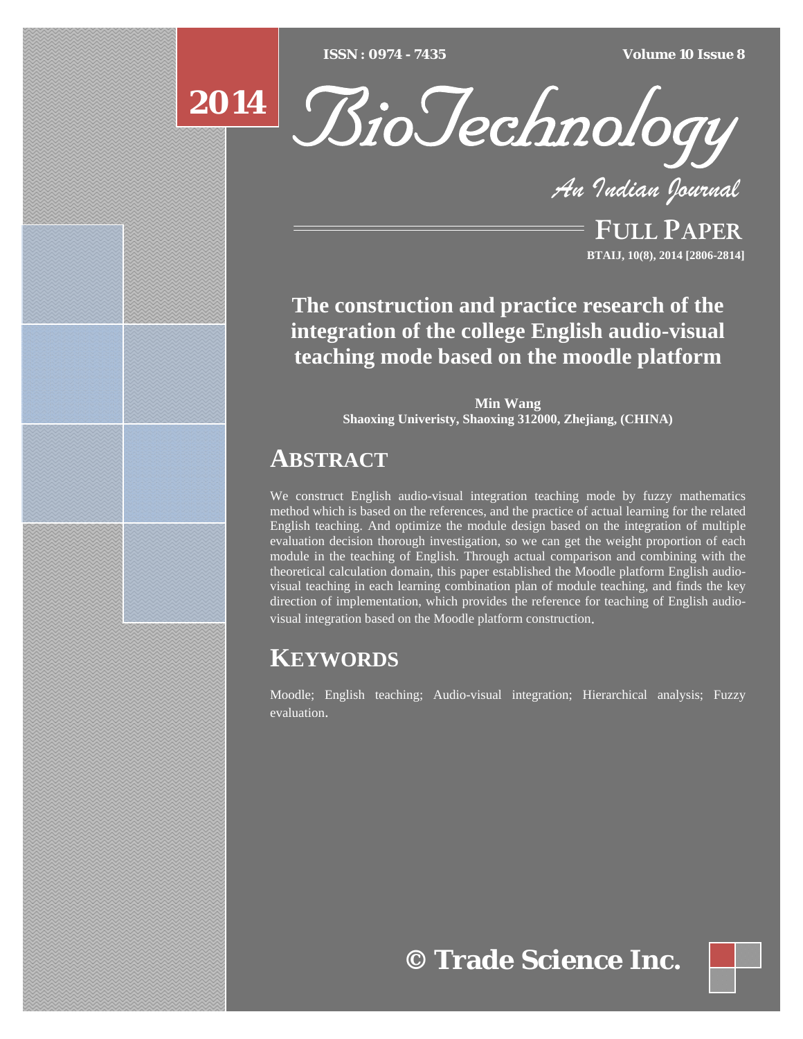# The construction and practice research of the integration of the college English audio-visual teaching mode based on the moodle platform

**Min Wang**
**Shaoxing Univeristy, Shaoxing 312000, Zhejiang, (CHINA)**

## ABSTRACT

We construct English audio-visual integration teaching mode by fuzzy mathematics method which is based on the references, and the practice of actual learning for the related English teaching. And optimize the module design based on the integration of multiple evaluation decision thorough investigation, so we can get the weight proportion of each module in the teaching of English. Through actual comparison and combining with the theoretical calculation domain, this paper established the Moodle platform English audio-visual teaching in each learning combination plan of module teaching, and finds the key direction of implementation, which provides the reference for teaching of English audio-visual integration based on the Moodle platform construction.

## KEYWORDS

Moodle; English teaching; Audio-visual integration; Hierarchical analysis; Fuzzy evaluation.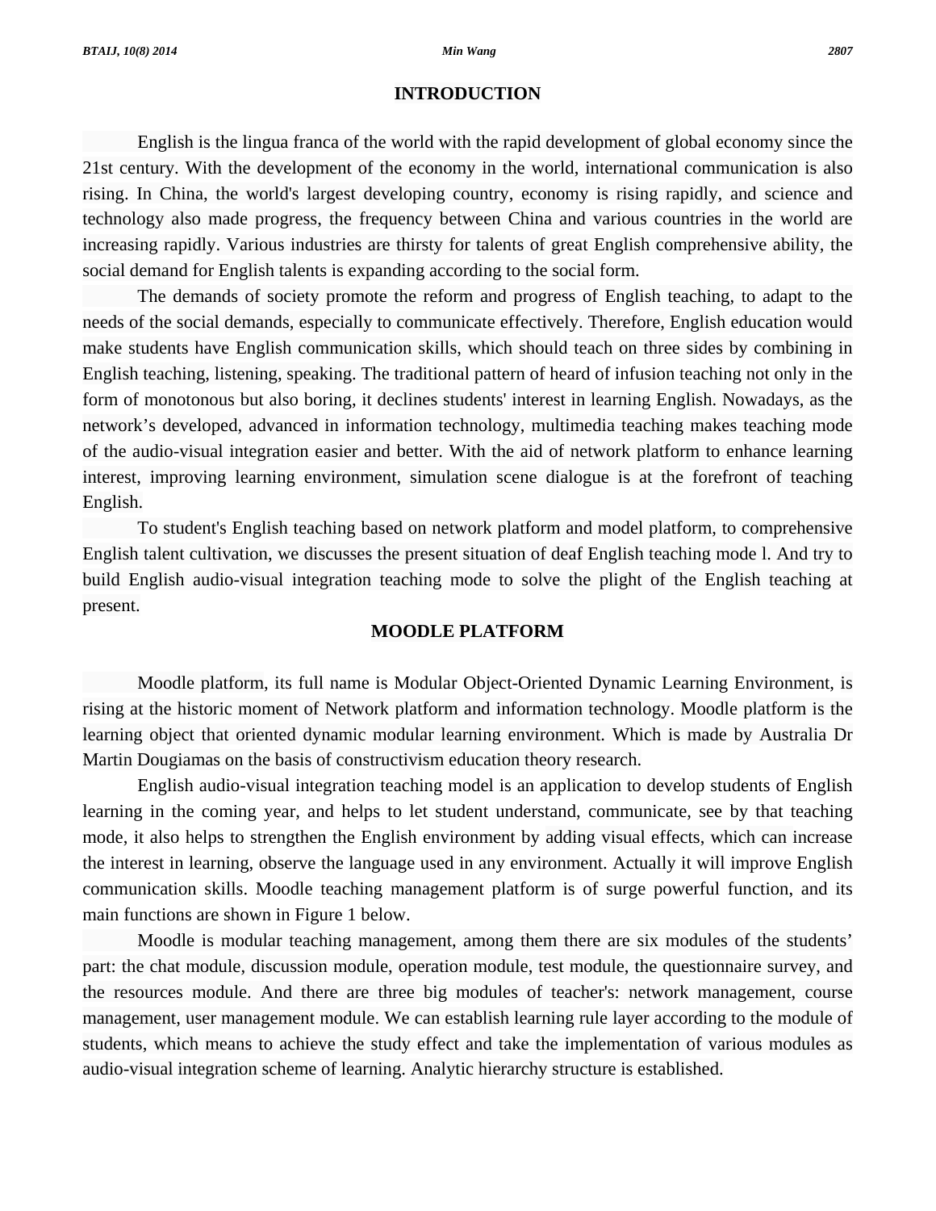## INTRODUCTION

English is the lingua franca of the world with the rapid development of global economy since the 21st century. With the development of the economy in the world, international communication is also rising. In China, the world's largest developing country, economy is rising rapidly, and science and technology also made progress, the frequency between China and various countries in the world are increasing rapidly. Various industries are thirsty for talents of great English comprehensive ability, the social demand for English talents is expanding according to the social form.

The demands of society promote the reform and progress of English teaching, to adapt to the needs of the social demands, especially to communicate effectively. Therefore, English education would make students have English communication skills, which should teach on three sides by combining in English teaching, listening, speaking. The traditional pattern of heard of infusion teaching not only in the form of monotonous but also boring, it declines students' interest in learning English. Nowadays, as the network's developed, advanced in information technology, multimedia teaching makes teaching mode of the audio-visual integration easier and better. With the aid of network platform to enhance learning interest, improving learning environment, simulation scene dialogue is at the forefront of teaching English.

To student's English teaching based on network platform and model platform, to comprehensive English talent cultivation, we discusses the present situation of deaf English teaching mode l. And try to build English audio-visual integration teaching mode to solve the plight of the English teaching at present.

## MOODLE PLATFORM

Moodle platform, its full name is Modular Object-Oriented Dynamic Learning Environment, is rising at the historic moment of Network platform and information technology. Moodle platform is the learning object that oriented dynamic modular learning environment. Which is made by Australia Dr Martin Dougiamas on the basis of constructivism education theory research.

English audio-visual integration teaching model is an application to develop students of English learning in the coming year, and helps to let student understand, communicate, see by that teaching mode, it also helps to strengthen the English environment by adding visual effects, which can increase the interest in learning, observe the language used in any environment. Actually it will improve English communication skills. Moodle teaching management platform is of surge powerful function, and its main functions are shown in Figure 1 below.

Moodle is modular teaching management, among them there are six modules of the students' part: the chat module, discussion module, operation module, test module, the questionnaire survey, and the resources module. And there are three big modules of teacher's: network management, course management, user management module. We can establish learning rule layer according to the module of students, which means to achieve the study effect and take the implementation of various modules as audio-visual integration scheme of learning. Analytic hierarchy structure is established.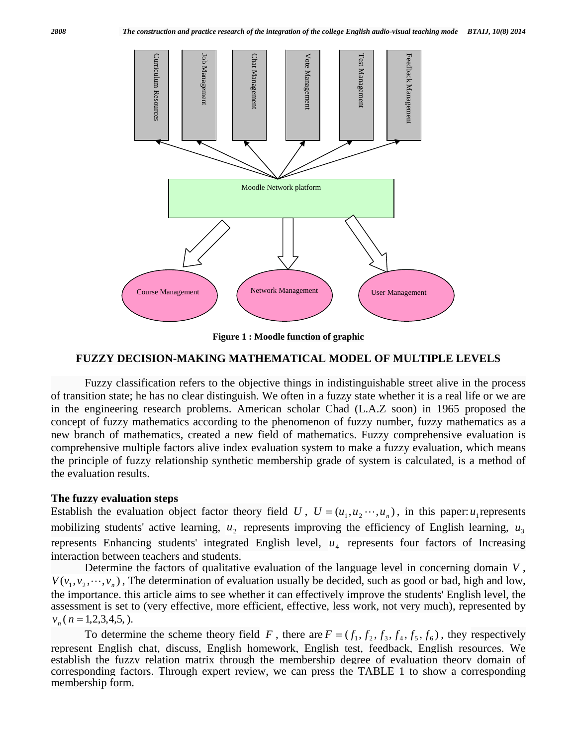Curriculum Resources

Job Management

Chat Management

Vote Management

Test Management

Feedback Management

Moodle Network platform

Course Management

Network Management

User Management

**Figure 1 : Moodle function of graphic**

## FUZZY DECISION-MAKING MATHEMATICAL MODEL OF MULTIPLE LEVELS

Fuzzy classification refers to the objective things in indistinguishable street alive in the process of transition state; he has no clear distinguish. We often in a fuzzy state whether it is a real life or we are in the engineering research problems. American scholar Chad (L.A.Z soon) in 1965 proposed the concept of fuzzy mathematics according to the phenomenon of fuzzy number, fuzzy mathematics as a new branch of mathematics, created a new field of mathematics. Fuzzy comprehensive evaluation is comprehensive multiple factors alive index evaluation system to make a fuzzy evaluation, which means the principle of fuzzy relationship synthetic membership grade of system is calculated, is a method of the evaluation results.

### The fuzzy evaluation steps

Establish the evaluation object factor theory field $U$, $U = (u_1, u_2 \cdots, u_n)$, in this paper: $u_1$ represents mobilizing students' active learning, $u_2$ represents improving the efficiency of English learning, $u_3$ represents Enhancing students' integrated English level, $u_4$ represents four factors of Increasing interaction between teachers and students.

Determine the factors of qualitative evaluation of the language level in concerning domain $V$, $V(v_1, v_2, \cdots, v_n)$, The determination of evaluation usually be decided, such as good or bad, high and low, the importance. this article aims to see whether it can effectively improve the students' English level, the assessment is set to (very effective, more efficient, effective, less work, not very much), represented by $v_n$ ( $n = 1,2,3,4,5,$ ).

To determine the scheme theory field $F$, there are $F = (f_1, f_2, f_3, f_4, f_5, f_6)$, they respectively represent English chat, discuss, English homework, English test, feedback, English resources. We establish the fuzzy relation matrix through the membership degree of evaluation theory domain of corresponding factors. Through expert review, we can press the TABLE 1 to show a corresponding membership form.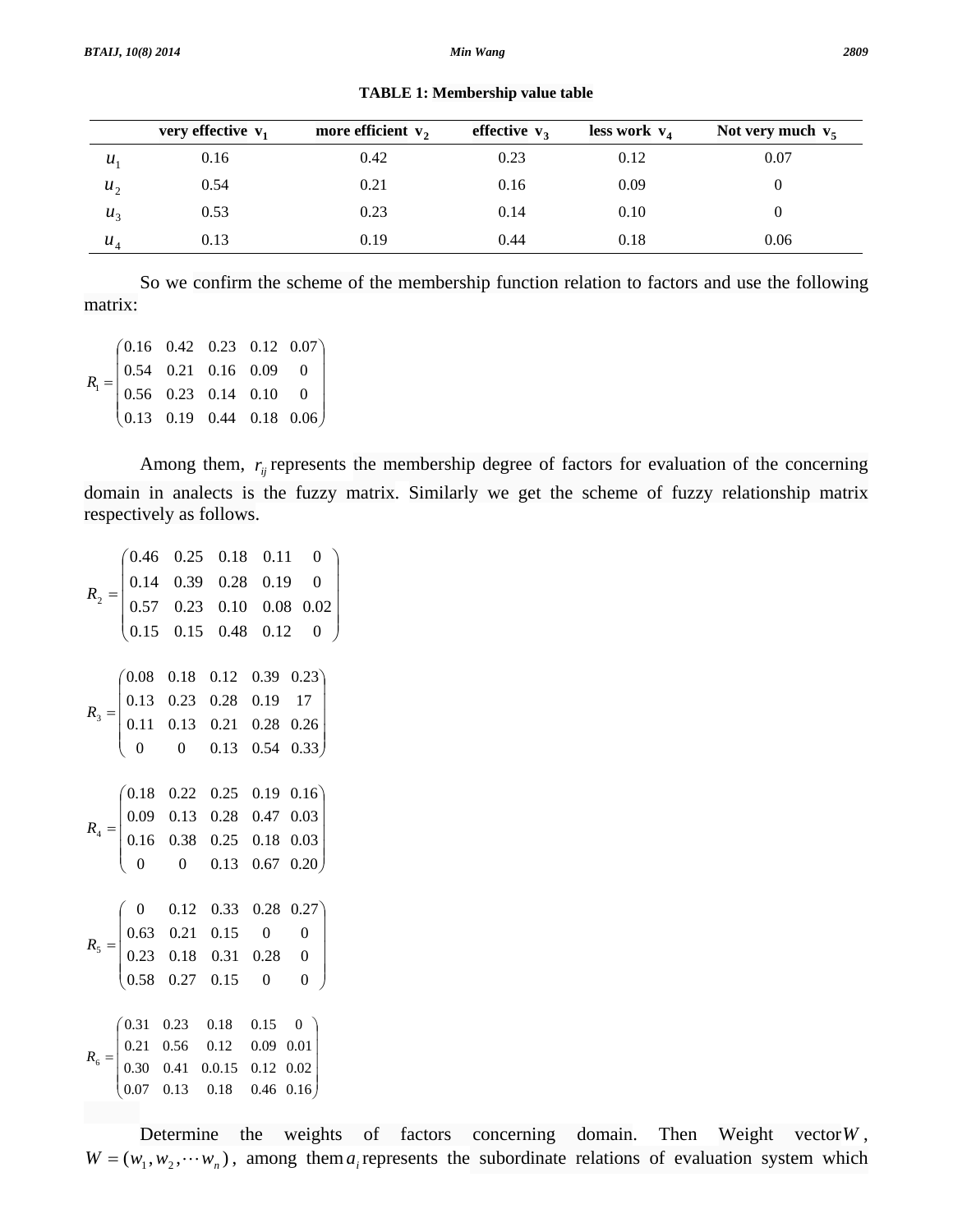**TABLE 1: Membership value table**

| | very effective $v_1$ | more efficient $v_2$ | effective $v_3$ | less work $v_4$ | Not very much $v_5$ |
|---|---|---|---|---|---|
| $u_1$ | 0.16 | 0.42 | 0.23 | 0.12 | 0.07 |
| $u_2$ | 0.54 | 0.21 | 0.16 | 0.09 | 0 |
| $u_3$ | 0.53 | 0.23 | 0.14 | 0.10 | 0 |
| $u_4$ | 0.13 | 0.19 | 0.44 | 0.18 | 0.06 |

So we confirm the scheme of the membership function relation to factors and use the following matrix:

$$R_1 = \begin{pmatrix} 0.16 & 0.42 & 0.23 & 0.12 & 0.07 \\ 0.54 & 0.21 & 0.16 & 0.09 & 0 \\ 0.56 & 0.23 & 0.14 & 0.10 & 0 \\ 0.13 & 0.19 & 0.44 & 0.18 & 0.06 \end{pmatrix}$$

Among them, $r_{ij}$ represents the membership degree of factors for evaluation of the concerning domain in analects is the fuzzy matrix. Similarly we get the scheme of fuzzy relationship matrix respectively as follows.

$$R_2 = \begin{pmatrix} 0.46 & 0.25 & 0.18 & 0.11 & 0 \\ 0.14 & 0.39 & 0.28 & 0.19 & 0 \\ 0.57 & 0.23 & 0.10 & 0.08 & 0.02 \\ 0.15 & 0.15 & 0.48 & 0.12 & 0 \end{pmatrix}$$

$$R_3 = \begin{pmatrix} 0.08 & 0.18 & 0.12 & 0.39 & 0.23 \\ 0.13 & 0.23 & 0.28 & 0.19 & 17 \\ 0.11 & 0.13 & 0.21 & 0.28 & 0.26 \\ 0 & 0 & 0.13 & 0.54 & 0.33 \end{pmatrix}$$

$$R_4 = \begin{pmatrix} 0.18 & 0.22 & 0.25 & 0.19 & 0.16 \\ 0.09 & 0.13 & 0.28 & 0.47 & 0.03 \\ 0.16 & 0.38 & 0.25 & 0.18 & 0.03 \\ 0 & 0 & 0.13 & 0.67 & 0.20 \end{pmatrix}$$

$$R_5 = \begin{pmatrix} 0 & 0.12 & 0.33 & 0.28 & 0.27 \\ 0.63 & 0.21 & 0.15 & 0 & 0 \\ 0.23 & 0.18 & 0.31 & 0.28 & 0 \\ 0.58 & 0.27 & 0.15 & 0 & 0 \end{pmatrix}$$

$$R_6 = \begin{pmatrix} 0.31 & 0.23 & 0.18 & 0.15 & 0 \\ 0.21 & 0.56 & 0.12 & 0.09 & 0.01 \\ 0.30 & 0.41 & 0.0.15 & 0.12 & 0.02 \\ 0.07 & 0.13 & 0.18 & 0.46 & 0.16 \end{pmatrix}$$

Determine the weights of factors concerning domain. Then Weight vector $W$, $W = (w_1, w_2, \cdots w_n)$, among them $a_i$ represents the subordinate relations of evaluation system which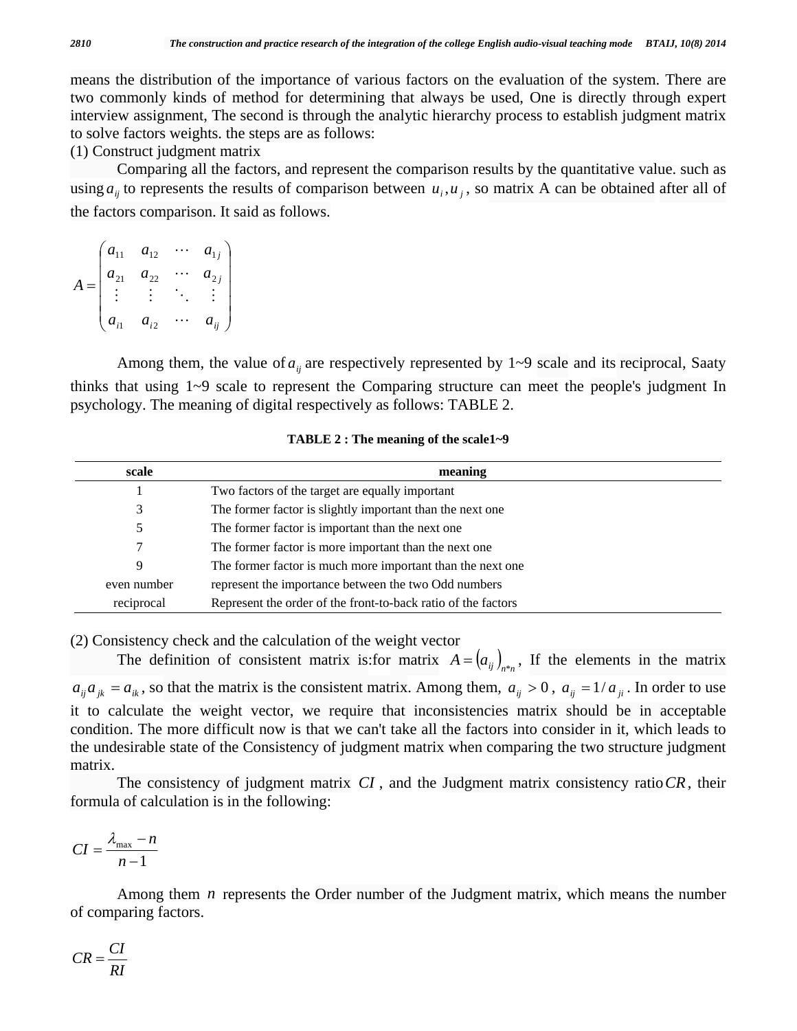means the distribution of the importance of various factors on the evaluation of the system. There are two commonly kinds of method for determining that always be used, One is directly through expert interview assignment, The second is through the analytic hierarchy process to establish judgment matrix to solve factors weights. the steps are as follows:

(1) Construct judgment matrix

Comparing all the factors, and represent the comparison results by the quantitative value. such as using $a_{ij}$ to represents the results of comparison between $u_i, u_j$, so matrix A can be obtained after all of the factors comparison. It said as follows.

$$A = \begin{pmatrix} a_{11} & a_{12} & \cdots & a_{1j} \\ a_{21} & a_{22} & \cdots & a_{2j} \\ \vdots & \vdots & \ddots & \vdots \\ a_{i1} & a_{i2} & \cdots & a_{ij} \end{pmatrix}$$

Among them, the value of $a_{ij}$ are respectively represented by 1~9 scale and its reciprocal, Saaty thinks that using 1~9 scale to represent the Comparing structure can meet the people's judgment In psychology. The meaning of digital respectively as follows: TABLE 2.

**TABLE 2 : The meaning of the scale1~9**

| scale | meaning |
|---|---|
| 1 | Two factors of the target are equally important |
| 3 | The former factor is slightly important than the next one |
| 5 | The former factor is important than the next one |
| 7 | The former factor is more important than the next one |
| 9 | The former factor is much more important than the next one |
| even number | represent the importance between the two Odd numbers |
| reciprocal | Represent the order of the front-to-back ratio of the factors |

(2) Consistency check and the calculation of the weight vector

The definition of consistent matrix is:for matrix $A = (a_{ij})_{n*n}$, If the elements in the matrix $a_{ij}a_{jk} = a_{ik}$, so that the matrix is the consistent matrix. Among them, $a_{ij} > 0$, $a_{ij} = 1/a_{ji}$. In order to use it to calculate the weight vector, we require that inconsistencies matrix should be in acceptable condition. The more difficult now is that we can't take all the factors into consider in it, which leads to the undesirable state of the Consistency of judgment matrix when comparing the two structure judgment matrix.

The consistency of judgment matrix $CI$, and the Judgment matrix consistency ratio $CR$, their formula of calculation is in the following:

$$CI = \frac{\lambda_{\max} - n}{n - 1}$$

Among them $n$ represents the Order number of the Judgment matrix, which means the number of comparing factors.

$$CR = \frac{CI}{RI}$$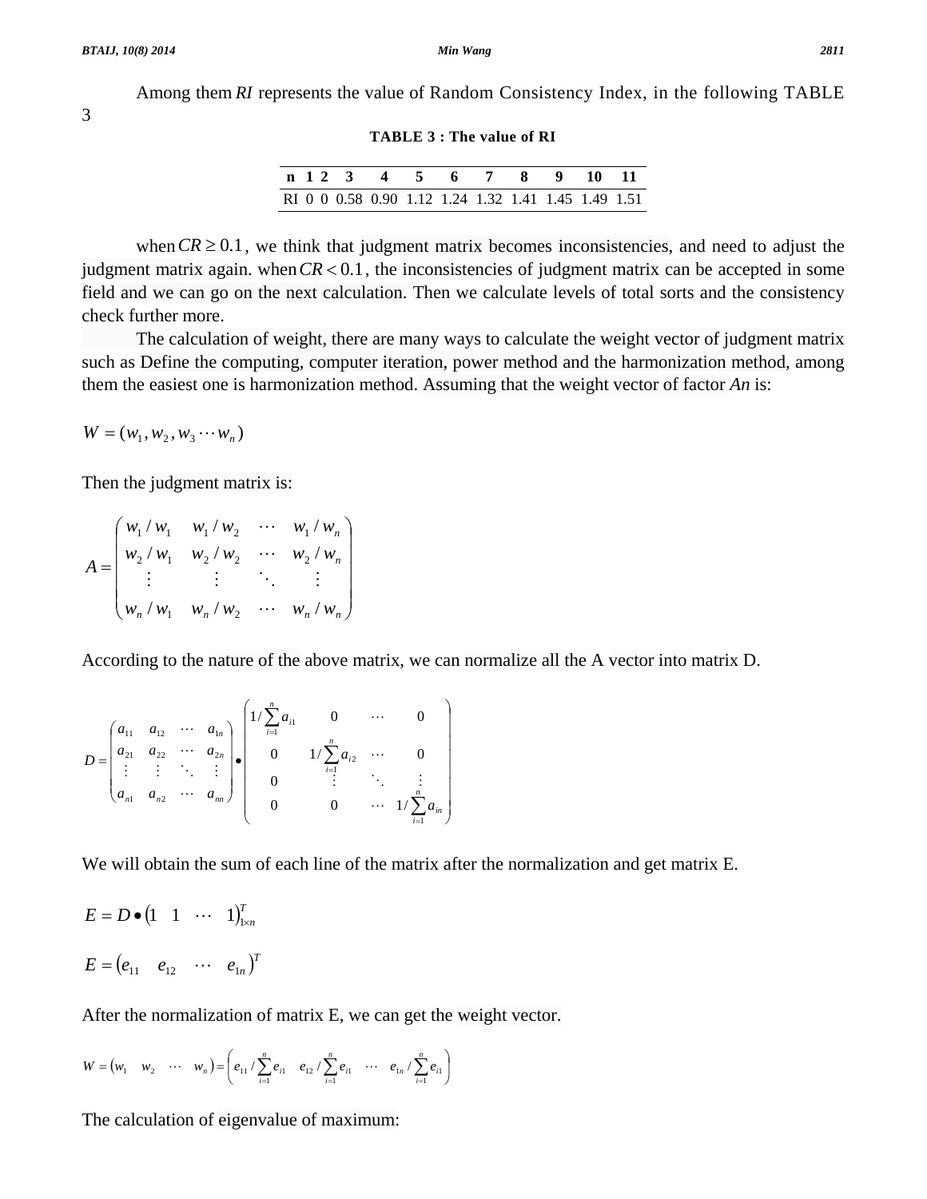Among them $RI$ represents the value of Random Consistency Index, in the following TABLE 3

**TABLE 3 : The value of RI**

| n | 1 | 2 | 3 | 4 | 5 | 6 | 7 | 8 | 9 | 10 | 11 |
|---|---|---|---|---|---|---|---|---|---|---|---|
| RI | 0 | 0 | 0.58 | 0.90 | 1.12 | 1.24 | 1.32 | 1.41 | 1.45 | 1.49 | 1.51 |

when $CR \geq 0.1$, we think that judgment matrix becomes inconsistencies, and need to adjust the judgment matrix again. when $CR < 0.1$, the inconsistencies of judgment matrix can be accepted in some field and we can go on the next calculation. Then we calculate levels of total sorts and the consistency check further more.

The calculation of weight, there are many ways to calculate the weight vector of judgment matrix such as Define the computing, computer iteration, power method and the harmonization method, among them the easiest one is harmonization method. Assuming that the weight vector of factor $An$ is:

$$W = (w_1, w_2, w_3 \cdots w_n)$$

Then the judgment matrix is:

$$A = \begin{pmatrix} w_1/w_1 & w_1/w_2 & \cdots & w_1/w_n \\ w_2/w_1 & w_2/w_2 & \cdots & w_2/w_n \\ \vdots & \vdots & \ddots & \vdots \\ w_n/w_1 & w_n/w_2 & \cdots & w_n/w_n \end{pmatrix}$$

According to the nature of the above matrix, we can normalize all the A vector into matrix D.

$$D = \begin{pmatrix} a_{11} & a_{12} & \cdots & a_{1n} \\ a_{21} & a_{22} & \cdots & a_{2n} \\ \vdots & \vdots & \ddots & \vdots \\ a_{n1} & a_{n2} & \cdots & a_{nn} \end{pmatrix} \bullet \begin{pmatrix} 1/\sum_{i=1}^{n} a_{i1} & 0 & \cdots & 0 \\ 0 & 1/\sum_{i=1}^{n} a_{i2} & \cdots & 0 \\ 0 & \vdots & \ddots & \vdots \\ 0 & 0 & \cdots & 1/\sum_{i=1}^{n} a_{in} \end{pmatrix}$$

We will obtain the sum of each line of the matrix after the normalization and get matrix E.

$$E = D \bullet \begin{pmatrix} 1 & 1 & \cdots & 1 \end{pmatrix}_{1\times n}^{T}$$

$$E = \begin{pmatrix} e_{11} & e_{12} & \cdots & e_{1n} \end{pmatrix}^{T}$$

After the normalization of matrix E, we can get the weight vector.

$$W = \begin{pmatrix} w_1 & w_2 & \cdots & w_n \end{pmatrix} = \begin{pmatrix} e_{11}/\sum_{i=1}^{n} e_{i1} & e_{12}/\sum_{i=1}^{n} e_{i1} & \cdots & e_{1n}/\sum_{i=1}^{n} e_{i1} \end{pmatrix}$$

The calculation of eigenvalue of maximum: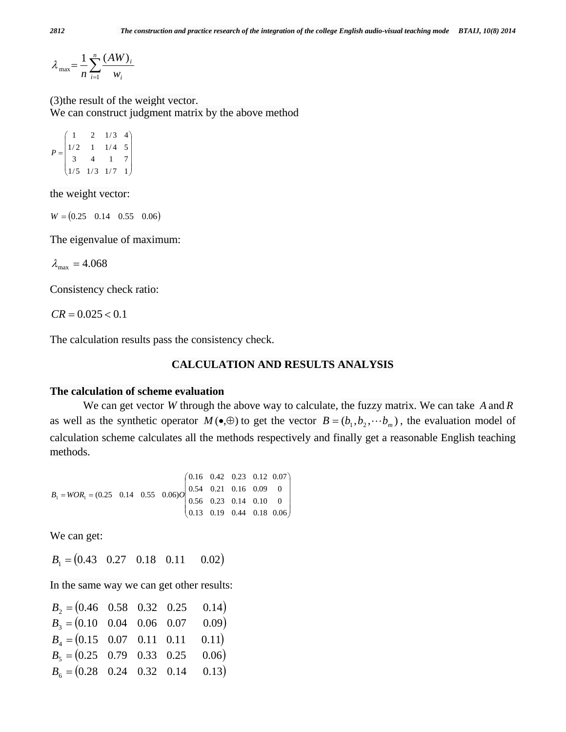$$\lambda_{\max} = \frac{1}{n}\sum_{i=1}^{n}\frac{(AW)_i}{w_i}$$

(3)the result of the weight vector.
We can construct judgment matrix by the above method

$$P = \begin{pmatrix} 1 & 2 & 1/3 & 4 \\ 1/2 & 1 & 1/4 & 5 \\ 3 & 4 & 1 & 7 \\ 1/5 & 1/3 & 1/7 & 1 \end{pmatrix}$$

the weight vector:

$$W = (0.25 \quad 0.14 \quad 0.55 \quad 0.06)$$

The eigenvalue of maximum:

$$\lambda_{\max} = 4.068$$

Consistency check ratio:

$$CR = 0.025 < 0.1$$

The calculation results pass the consistency check.

## CALCULATION AND RESULTS ANALYSIS

**The calculation of scheme evaluation**

We can get vector $W$ through the above way to calculate, the fuzzy matrix. We can take $A$ and $R$ as well as the synthetic operator $M(\bullet,\oplus)$ to get the vector $B = (b_1, b_2, \cdots b_m)$, the evaluation model of calculation scheme calculates all the methods respectively and finally get a reasonable English teaching methods.

$$B_1 = WOR_1 = (0.25 \quad 0.14 \quad 0.55 \quad 0.06)O\begin{pmatrix} 0.16 & 0.42 & 0.23 & 0.12 & 0.07 \\ 0.54 & 0.21 & 0.16 & 0.09 & 0 \\ 0.56 & 0.23 & 0.14 & 0.10 & 0 \\ 0.13 & 0.19 & 0.44 & 0.18 & 0.06 \end{pmatrix}$$

We can get:

$$B_1 = (0.43 \quad 0.27 \quad 0.18 \quad 0.11 \quad 0.02)$$

In the same way we can get other results:

$$B_2 = (0.46 \quad 0.58 \quad 0.32 \quad 0.25 \quad 0.14)$$
$$B_3 = (0.10 \quad 0.04 \quad 0.06 \quad 0.07 \quad 0.09)$$
$$B_4 = (0.15 \quad 0.07 \quad 0.11 \quad 0.11 \quad 0.11)$$
$$B_5 = (0.25 \quad 0.79 \quad 0.33 \quad 0.25 \quad 0.06)$$
$$B_6 = (0.28 \quad 0.24 \quad 0.32 \quad 0.14 \quad 0.13)$$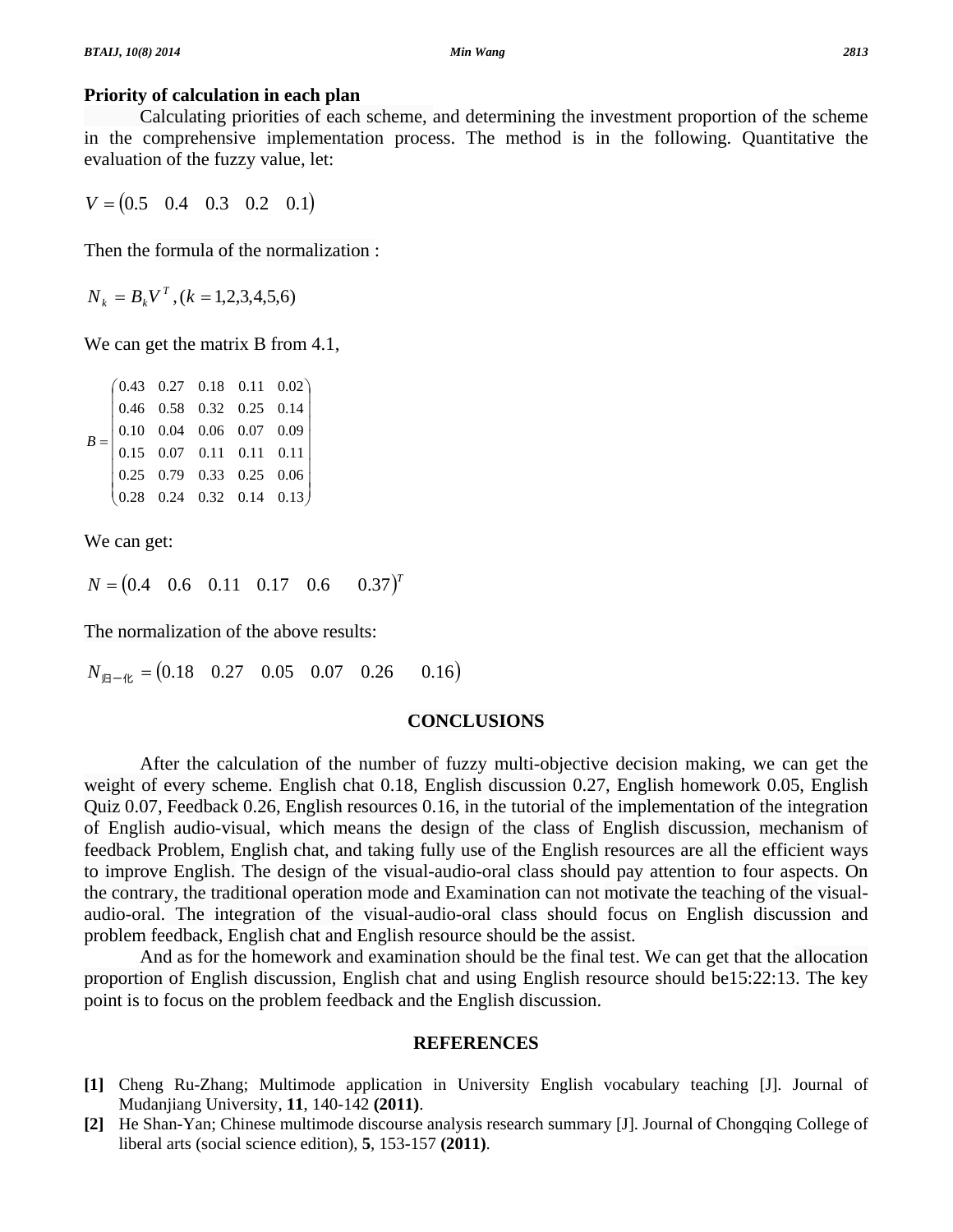### Priority of calculation in each plan

Calculating priorities of each scheme, and determining the investment proportion of the scheme in the comprehensive implementation process. The method is in the following. Quantitative the evaluation of the fuzzy value, let:

$$V = \begin{pmatrix} 0.5 & 0.4 & 0.3 & 0.2 & 0.1 \end{pmatrix}$$

Then the formula of the normalization :

$$N_k = B_k V^T, (k = 1,2,3,4,5,6)$$

We can get the matrix B from 4.1,

$$B = \begin{pmatrix} 0.43 & 0.27 & 0.18 & 0.11 & 0.02 \\ 0.46 & 0.58 & 0.32 & 0.25 & 0.14 \\ 0.10 & 0.04 & 0.06 & 0.07 & 0.09 \\ 0.15 & 0.07 & 0.11 & 0.11 & 0.11 \\ 0.25 & 0.79 & 0.33 & 0.25 & 0.06 \\ 0.28 & 0.24 & 0.32 & 0.14 & 0.13 \end{pmatrix}$$

We can get:

$$N = \begin{pmatrix} 0.4 & 0.6 & 0.11 & 0.17 & 0.6 & 0.37 \end{pmatrix}^T$$

The normalization of the above results:

$$N_{归一化} = \begin{pmatrix} 0.18 & 0.27 & 0.05 & 0.07 & 0.26 & 0.16 \end{pmatrix}$$

## CONCLUSIONS

After the calculation of the number of fuzzy multi-objective decision making, we can get the weight of every scheme. English chat 0.18, English discussion 0.27, English homework 0.05, English Quiz 0.07, Feedback 0.26, English resources 0.16, in the tutorial of the implementation of the integration of English audio-visual, which means the design of the class of English discussion, mechanism of feedback Problem, English chat, and taking fully use of the English resources are all the efficient ways to improve English. The design of the visual-audio-oral class should pay attention to four aspects. On the contrary, the traditional operation mode and Examination can not motivate the teaching of the visual-audio-oral. The integration of the visual-audio-oral class should focus on English discussion and problem feedback, English chat and English resource should be the assist.

And as for the homework and examination should be the final test. We can get that the allocation proportion of English discussion, English chat and using English resource should be15:22:13. The key point is to focus on the problem feedback and the English discussion.

## REFERENCES

**[1]** Cheng Ru-Zhang; Multimode application in University English vocabulary teaching [J]. Journal of Mudanjiang University, **11**, 140-142 **(2011)**.

**[2]** He Shan-Yan; Chinese multimode discourse analysis research summary [J]. Journal of Chongqing College of liberal arts (social science edition), **5**, 153-157 **(2011)**.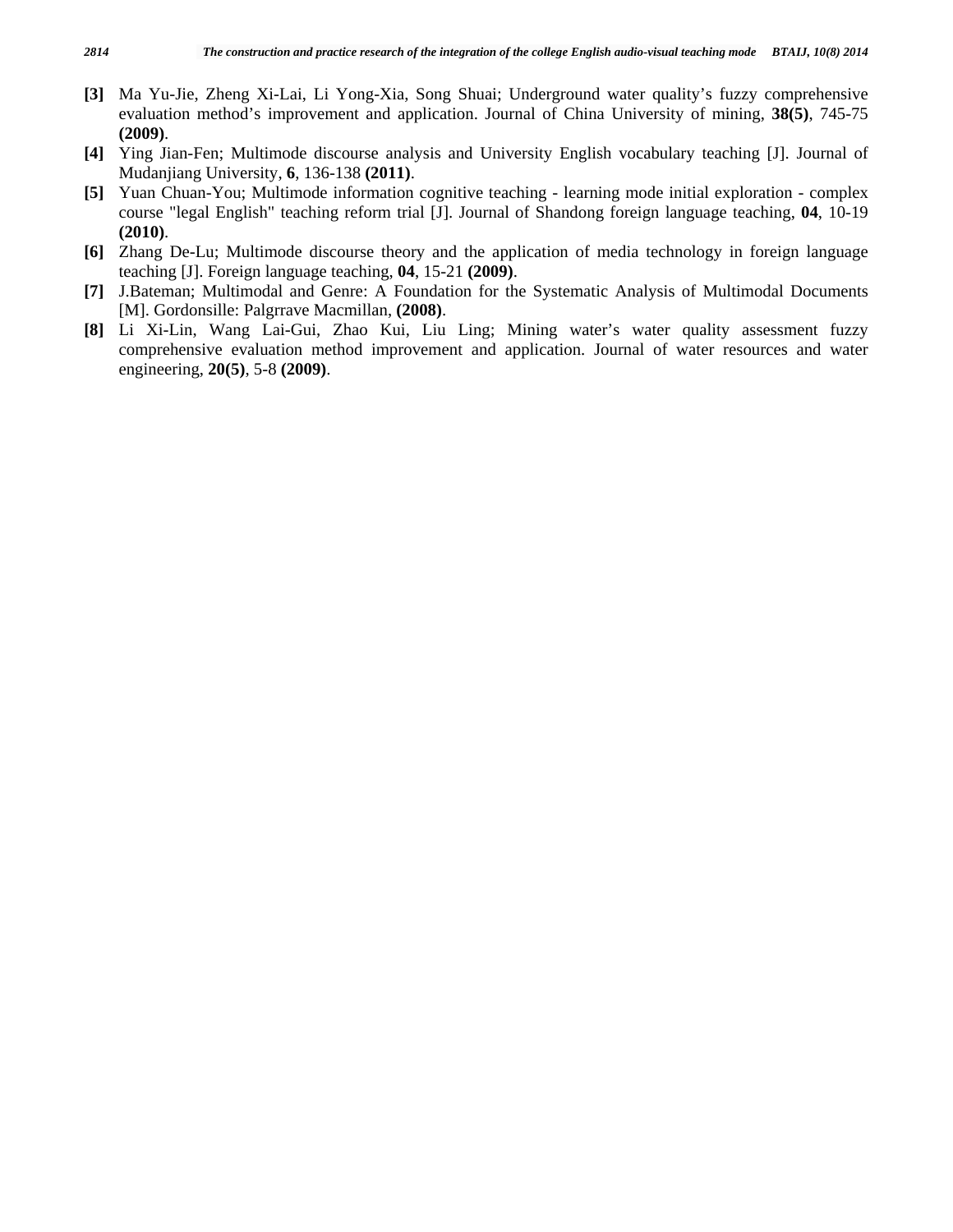**[3]** Ma Yu-Jie, Zheng Xi-Lai, Li Yong-Xia, Song Shuai; Underground water quality's fuzzy comprehensive evaluation method's improvement and application. Journal of China University of mining, **38(5)**, 745-75 **(2009)**.

**[4]** Ying Jian-Fen; Multimode discourse analysis and University English vocabulary teaching [J]. Journal of Mudanjiang University, **6**, 136-138 **(2011)**.

**[5]** Yuan Chuan-You; Multimode information cognitive teaching - learning mode initial exploration - complex course "legal English" teaching reform trial [J]. Journal of Shandong foreign language teaching, **04**, 10-19 **(2010)**.

**[6]** Zhang De-Lu; Multimode discourse theory and the application of media technology in foreign language teaching [J]. Foreign language teaching, **04**, 15-21 **(2009)**.

**[7]** J.Bateman; Multimodal and Genre: A Foundation for the Systematic Analysis of Multimodal Documents [M]. Gordonsille: Palgrrave Macmillan, **(2008)**.

**[8]** Li Xi-Lin, Wang Lai-Gui, Zhao Kui, Liu Ling; Mining water's water quality assessment fuzzy comprehensive evaluation method improvement and application. Journal of water resources and water engineering, **20(5)**, 5-8 **(2009)**.